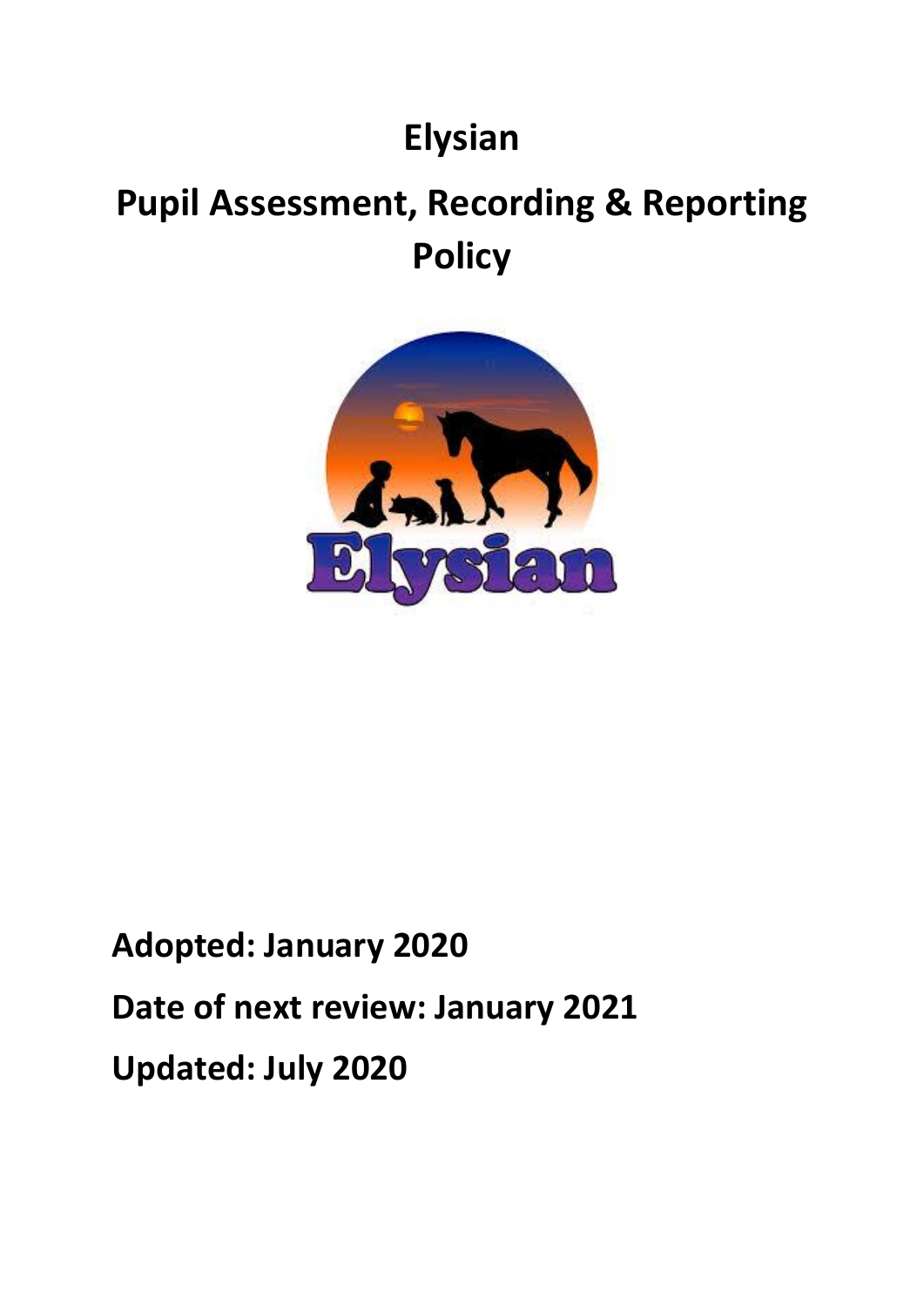# Elysian

# Pupil Assessment, Recording & Reporting Policy

**Adopted: January 2020**

**Date of next review: January 2021**

**Updated: July 2020**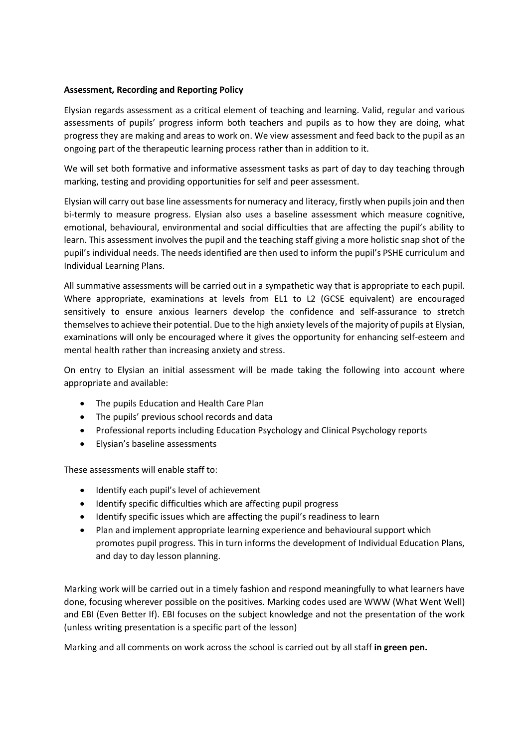**Assessment, Recording and Reporting Policy**

Elysian regards assessment as a critical element of teaching and learning. Valid, regular and various assessments of pupils' progress inform both teachers and pupils as to how they are doing, what progress they are making and areas to work on. We view assessment and feed back to the pupil as an ongoing part of the therapeutic learning process rather than in addition to it.

We will set both formative and informative assessment tasks as part of day to day teaching through marking, testing and providing opportunities for self and peer assessment.

Elysian will carry out base line assessments for numeracy and literacy, firstly when pupils join and then bi-termly to measure progress. Elysian also uses a baseline assessment which measure cognitive, emotional, behavioural, environmental and social difficulties that are affecting the pupil's ability to learn. This assessment involves the pupil and the teaching staff giving a more holistic snap shot of the pupil's individual needs. The needs identified are then used to inform the pupil's PSHE curriculum and Individual Learning Plans.

All summative assessments will be carried out in a sympathetic way that is appropriate to each pupil. Where appropriate, examinations at levels from EL1 to L2 (GCSE equivalent) are encouraged sensitively to ensure anxious learners develop the confidence and self-assurance to stretch themselves to achieve their potential. Due to the high anxiety levels of the majority of pupils at Elysian, examinations will only be encouraged where it gives the opportunity for enhancing self-esteem and mental health rather than increasing anxiety and stress.

On entry to Elysian an initial assessment will be made taking the following into account where appropriate and available:

- The pupils Education and Health Care Plan
- The pupils' previous school records and data
- Professional reports including Education Psychology and Clinical Psychology reports
- Elysian's baseline assessments

These assessments will enable staff to:

- Identify each pupil's level of achievement
- Identify specific difficulties which are affecting pupil progress
- Identify specific issues which are affecting the pupil's readiness to learn
- Plan and implement appropriate learning experience and behavioural support which promotes pupil progress. This in turn informs the development of Individual Education Plans, and day to day lesson planning.

Marking work will be carried out in a timely fashion and respond meaningfully to what learners have done, focusing wherever possible on the positives. Marking codes used are WWW (What Went Well) and EBI (Even Better If). EBI focuses on the subject knowledge and not the presentation of the work (unless writing presentation is a specific part of the lesson)

Marking and all comments on work across the school is carried out by all staff **in green pen.**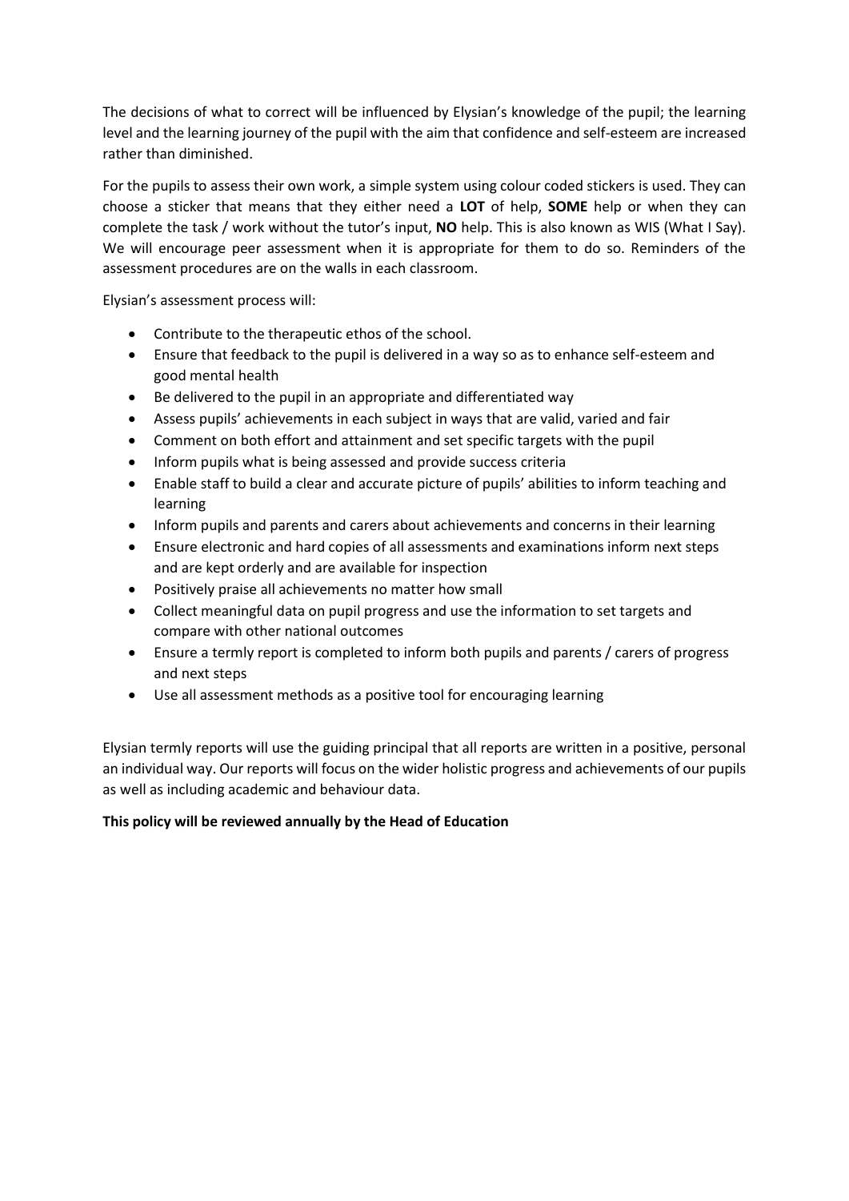The decisions of what to correct will be influenced by Elysian's knowledge of the pupil; the learning level and the learning journey of the pupil with the aim that confidence and self-esteem are increased rather than diminished.

For the pupils to assess their own work, a simple system using colour coded stickers is used. They can choose a sticker that means that they either need a **LOT** of help, **SOME** help or when they can complete the task / work without the tutor's input, **NO** help. This is also known as WIS (What I Say). We will encourage peer assessment when it is appropriate for them to do so. Reminders of the assessment procedures are on the walls in each classroom.

Elysian's assessment process will:

- Contribute to the therapeutic ethos of the school.
- Ensure that feedback to the pupil is delivered in a way so as to enhance self-esteem and good mental health
- Be delivered to the pupil in an appropriate and differentiated way
- Assess pupils' achievements in each subject in ways that are valid, varied and fair
- Comment on both effort and attainment and set specific targets with the pupil
- Inform pupils what is being assessed and provide success criteria
- Enable staff to build a clear and accurate picture of pupils' abilities to inform teaching and learning
- Inform pupils and parents and carers about achievements and concerns in their learning
- Ensure electronic and hard copies of all assessments and examinations inform next steps and are kept orderly and are available for inspection
- Positively praise all achievements no matter how small
- Collect meaningful data on pupil progress and use the information to set targets and compare with other national outcomes
- Ensure a termly report is completed to inform both pupils and parents / carers of progress and next steps
- Use all assessment methods as a positive tool for encouraging learning

Elysian termly reports will use the guiding principal that all reports are written in a positive, personal an individual way. Our reports will focus on the wider holistic progress and achievements of our pupils as well as including academic and behaviour data.

**This policy will be reviewed annually by the Head of Education**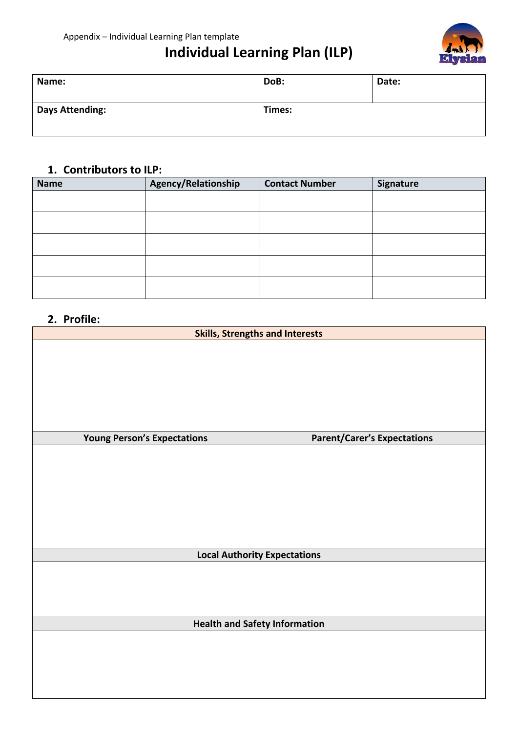Appendix – Individual Learning Plan template

# Individual Learning Plan (ILP)

| Name: | DoB: | Date: |
|---|---|---|
| **Days Attending:** | **Times:** | |

## 1. Contributors to ILP:

| Name | Agency/Relationship | Contact Number | Signature |
|---|---|---|---|
| | | | |
| | | | |
| | | | |
| | | | |
| | | | |

## 2. Profile:

| Skills, Strengths and Interests | |
|---|---|
| | |
| **Young Person's Expectations** | **Parent/Carer's Expectations** |
| | |
| **Local Authority Expectations** | |
| | |
| **Health and Safety Information** | |
| | |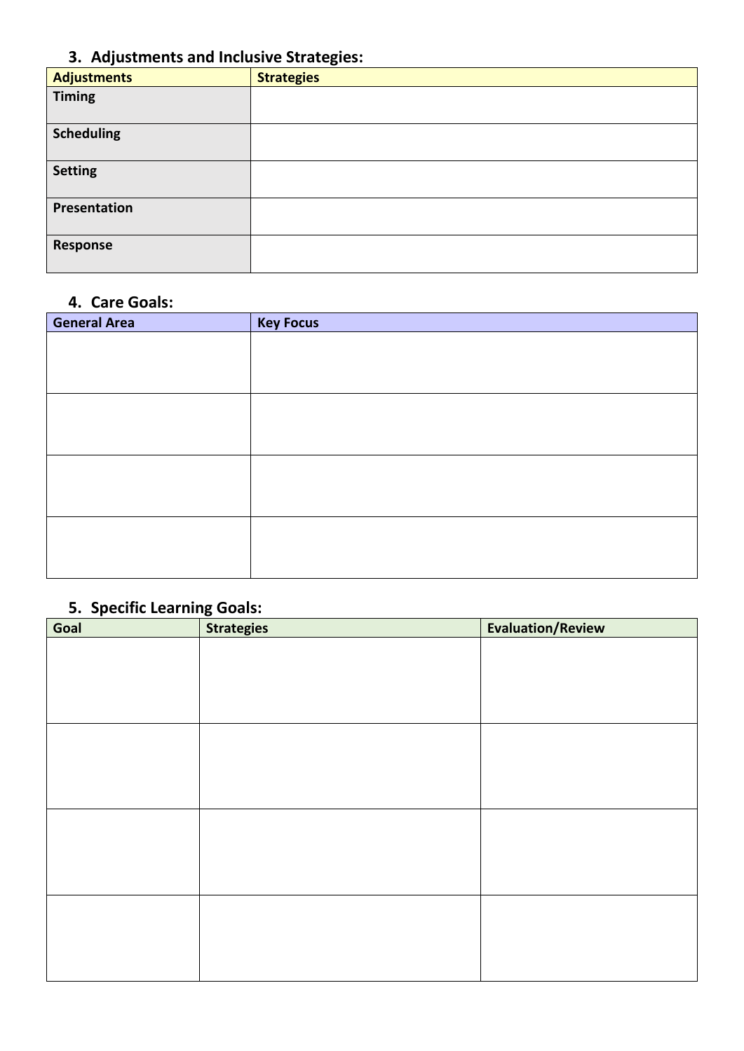## 3. Adjustments and Inclusive Strategies:

| Adjustments | Strategies |
| --- | --- |
| **Timing** | |
| **Scheduling** | |
| **Setting** | |
| **Presentation** | |
| **Response** | |

## 4. Care Goals:

| General Area | Key Focus |
| --- | --- |
| | |
| | |
| | |
| | |

## 5. Specific Learning Goals:

| Goal | Strategies | Evaluation/Review |
| --- | --- | --- |
| | | |
| | | |
| | | |
| | | |